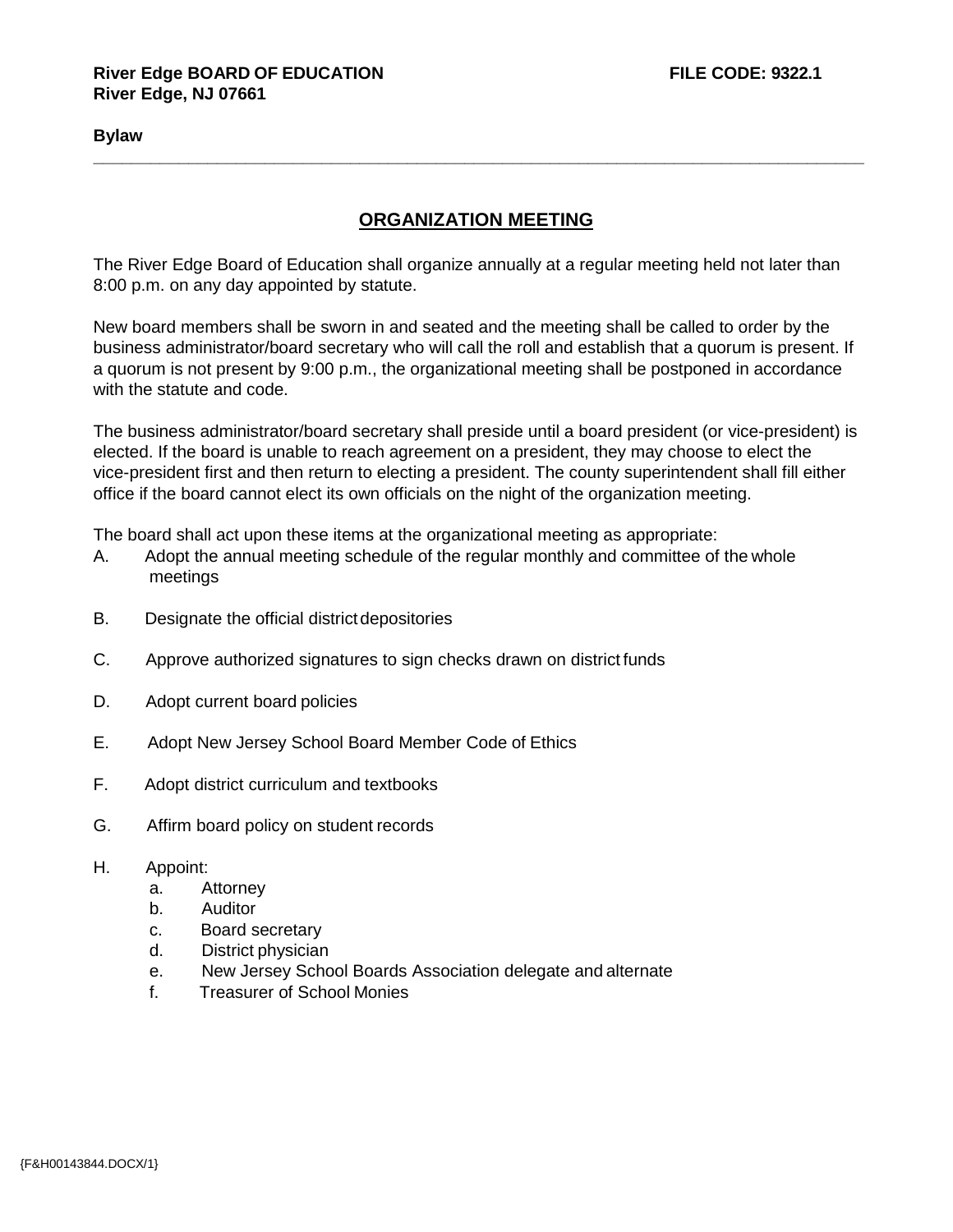**River Edge BOARD OF EDUCATION** **FILE CODE: 9322.1**
**River Edge, NJ 07661**

**Bylaw**

---

## ORGANIZATION MEETING

The River Edge Board of Education shall organize annually at a regular meeting held not later than 8:00 p.m. on any day appointed by statute.

New board members shall be sworn in and seated and the meeting shall be called to order by the business administrator/board secretary who will call the roll and establish that a quorum is present. If a quorum is not present by 9:00 p.m., the organizational meeting shall be postponed in accordance with the statute and code.

The business administrator/board secretary shall preside until a board president (or vice-president) is elected. If the board is unable to reach agreement on a president, they may choose to elect the vice-president first and then return to electing a president. The county superintendent shall fill either office if the board cannot elect its own officials on the night of the organization meeting.

The board shall act upon these items at the organizational meeting as appropriate:

A. Adopt the annual meeting schedule of the regular monthly and committee of the whole meetings

B. Designate the official district depositories

C. Approve authorized signatures to sign checks drawn on district funds

D. Adopt current board policies

E. Adopt New Jersey School Board Member Code of Ethics

F. Adopt district curriculum and textbooks

G. Affirm board policy on student records

H. Appoint:
   a. Attorney
   b. Auditor
   c. Board secretary
   d. District physician
   e. New Jersey School Boards Association delegate and alternate
   f. Treasurer of School Monies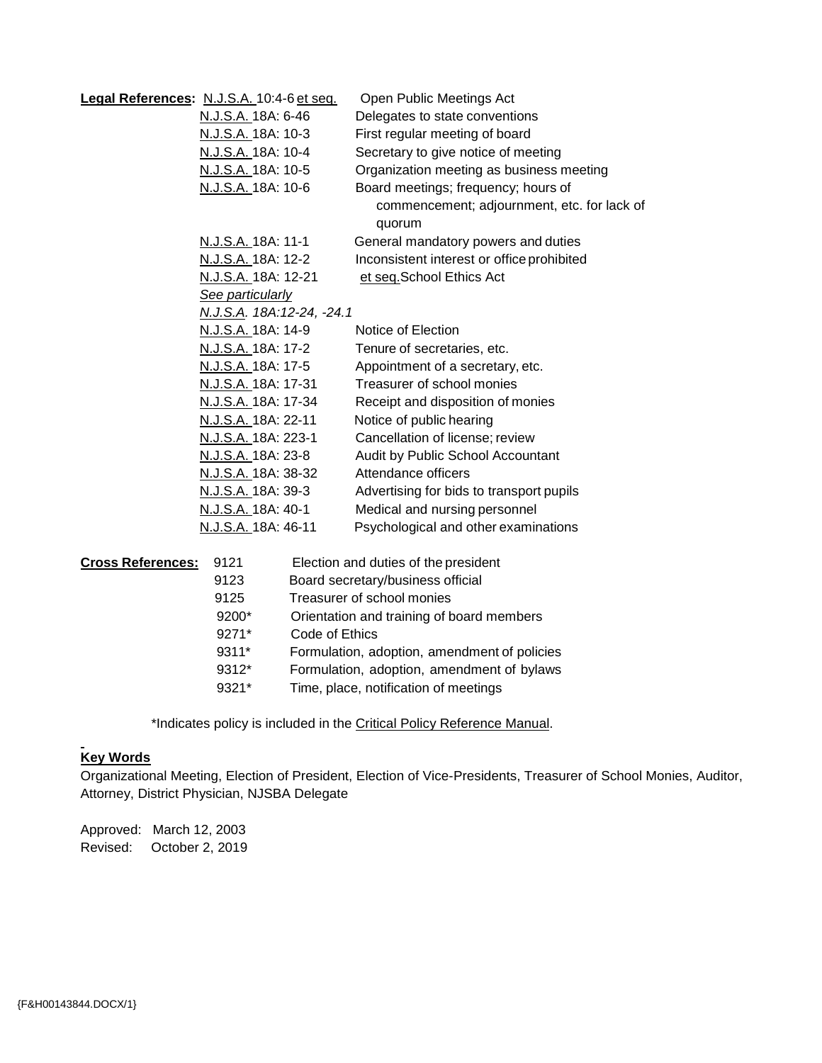**Legal References:**

| | |
|---|---|
| N.J.S.A. 10:4-6 et seq. | Open Public Meetings Act |
| N.J.S.A. 18A: 6-46 | Delegates to state conventions |
| N.J.S.A. 18A: 10-3 | First regular meeting of board |
| N.J.S.A. 18A: 10-4 | Secretary to give notice of meeting |
| N.J.S.A. 18A: 10-5 | Organization meeting as business meeting |
| N.J.S.A. 18A: 10-6 | Board meetings; frequency; hours of commencement; adjournment, etc. for lack of quorum |
| N.J.S.A. 18A: 11-1 | General mandatory powers and duties |
| N.J.S.A. 18A: 12-2 | Inconsistent interest or office prohibited |
| N.J.S.A. 18A: 12-21 | et seq. School Ethics Act |
| *See particularly* | |
| *N.J.S.A. 18A:12-24, -24.1* | |
| N.J.S.A. 18A: 14-9 | Notice of Election |
| N.J.S.A. 18A: 17-2 | Tenure of secretaries, etc. |
| N.J.S.A. 18A: 17-5 | Appointment of a secretary, etc. |
| N.J.S.A. 18A: 17-31 | Treasurer of school monies |
| N.J.S.A. 18A: 17-34 | Receipt and disposition of monies |
| N.J.S.A. 18A: 22-11 | Notice of public hearing |
| N.J.S.A. 18A: 223-1 | Cancellation of license; review |
| N.J.S.A. 18A: 23-8 | Audit by Public School Accountant |
| N.J.S.A. 18A: 38-32 | Attendance officers |
| N.J.S.A. 18A: 39-3 | Advertising for bids to transport pupils |
| N.J.S.A. 18A: 40-1 | Medical and nursing personnel |
| N.J.S.A. 18A: 46-11 | Psychological and other examinations |

**Cross References:**

| | |
|---|---|
| 9121 | Election and duties of the president |
| 9123 | Board secretary/business official |
| 9125 | Treasurer of school monies |
| 9200* | Orientation and training of board members |
| 9271* | Code of Ethics |
| 9311* | Formulation, adoption, amendment of policies |
| 9312* | Formulation, adoption, amendment of bylaws |
| 9321* | Time, place, notification of meetings |

*Indicates policy is included in the Critical Policy Reference Manual.

**Key Words**

Organizational Meeting, Election of President, Election of Vice-Presidents, Treasurer of School Monies, Auditor, Attorney, District Physician, NJSBA Delegate

Approved: March 12, 2003
Revised: October 2, 2019

{F&H00143844.DOCX/1}